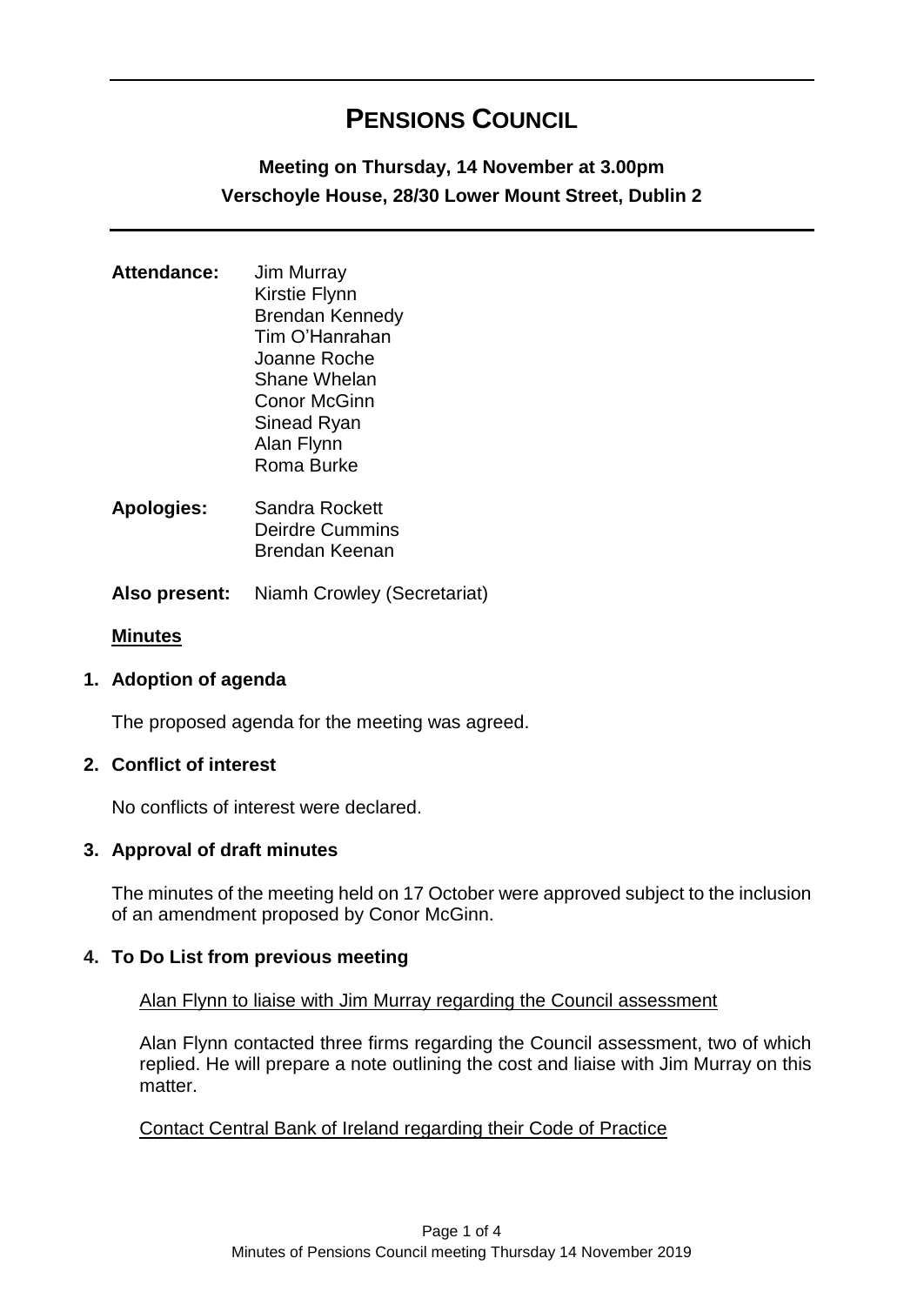# PENSIONS COUNCIL

**Meeting on Thursday, 14 November at 3.00pm**
**Verschoyle House, 28/30 Lower Mount Street, Dublin 2**

**Attendance:** Jim Murray
Kirstie Flynn
Brendan Kennedy
Tim O'Hanrahan
Joanne Roche
Shane Whelan
Conor McGinn
Sinead Ryan
Alan Flynn
Roma Burke

**Apologies:** Sandra Rockett
Deirdre Cummins
Brendan Keenan

**Also present:** Niamh Crowley (Secretariat)

## Minutes

### 1. Adoption of agenda

The proposed agenda for the meeting was agreed.

### 2. Conflict of interest

No conflicts of interest were declared.

### 3. Approval of draft minutes

The minutes of the meeting held on 17 October were approved subject to the inclusion of an amendment proposed by Conor McGinn.

### 4. To Do List from previous meeting

Alan Flynn to liaise with Jim Murray regarding the Council assessment

Alan Flynn contacted three firms regarding the Council assessment, two of which replied. He will prepare a note outlining the cost and liaise with Jim Murray on this matter.

Contact Central Bank of Ireland regarding their Code of Practice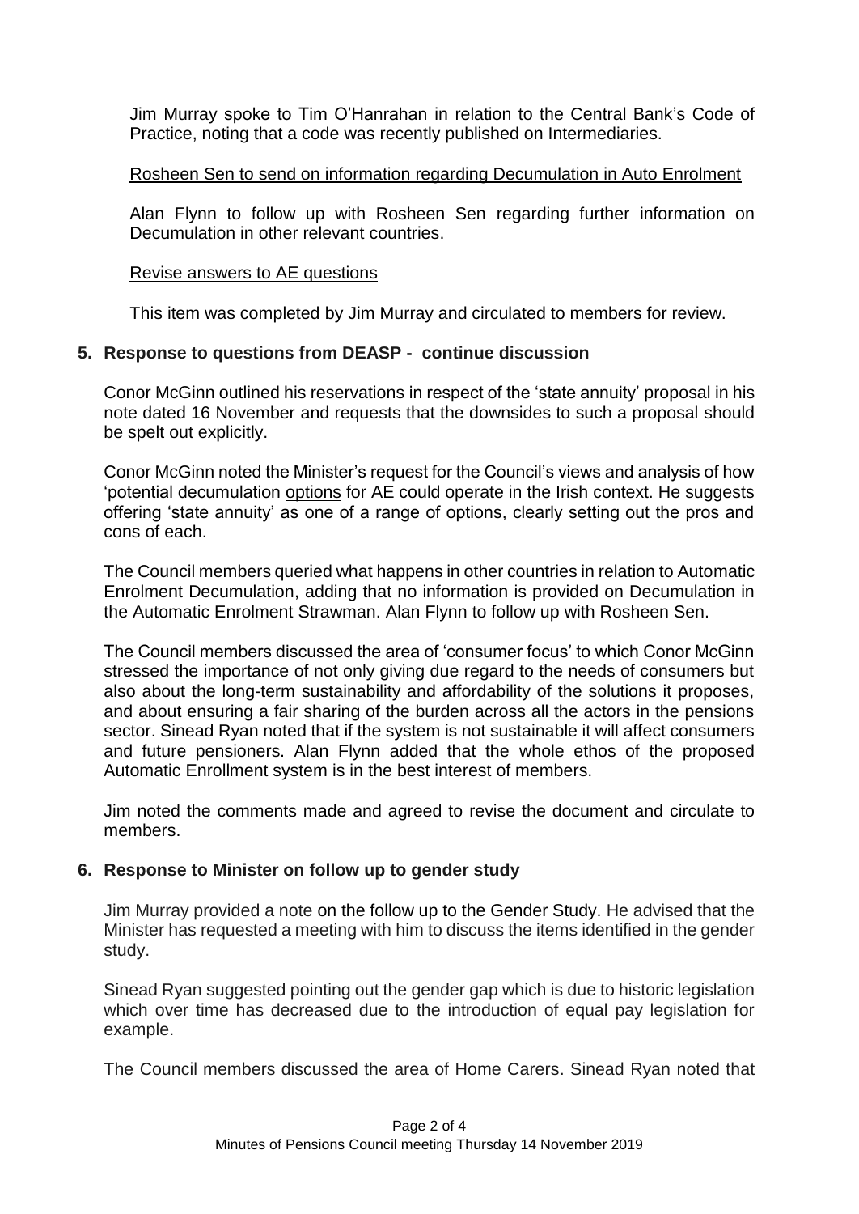Jim Murray spoke to Tim O'Hanrahan in relation to the Central Bank's Code of Practice, noting that a code was recently published on Intermediaries.

Rosheen Sen to send on information regarding Decumulation in Auto Enrolment

Alan Flynn to follow up with Rosheen Sen regarding further information on Decumulation in other relevant countries.

Revise answers to AE questions

This item was completed by Jim Murray and circulated to members for review.

## 5. Response to questions from DEASP - continue discussion

Conor McGinn outlined his reservations in respect of the 'state annuity' proposal in his note dated 16 November and requests that the downsides to such a proposal should be spelt out explicitly.

Conor McGinn noted the Minister's request for the Council's views and analysis of how 'potential decumulation options for AE could operate in the Irish context. He suggests offering 'state annuity' as one of a range of options, clearly setting out the pros and cons of each.

The Council members queried what happens in other countries in relation to Automatic Enrolment Decumulation, adding that no information is provided on Decumulation in the Automatic Enrolment Strawman. Alan Flynn to follow up with Rosheen Sen.

The Council members discussed the area of 'consumer focus' to which Conor McGinn stressed the importance of not only giving due regard to the needs of consumers but also about the long-term sustainability and affordability of the solutions it proposes, and about ensuring a fair sharing of the burden across all the actors in the pensions sector. Sinead Ryan noted that if the system is not sustainable it will affect consumers and future pensioners. Alan Flynn added that the whole ethos of the proposed Automatic Enrollment system is in the best interest of members.

Jim noted the comments made and agreed to revise the document and circulate to members.

## 6. Response to Minister on follow up to gender study

Jim Murray provided a note on the follow up to the Gender Study. He advised that the Minister has requested a meeting with him to discuss the items identified in the gender study.

Sinead Ryan suggested pointing out the gender gap which is due to historic legislation which over time has decreased due to the introduction of equal pay legislation for example.

The Council members discussed the area of Home Carers. Sinead Ryan noted that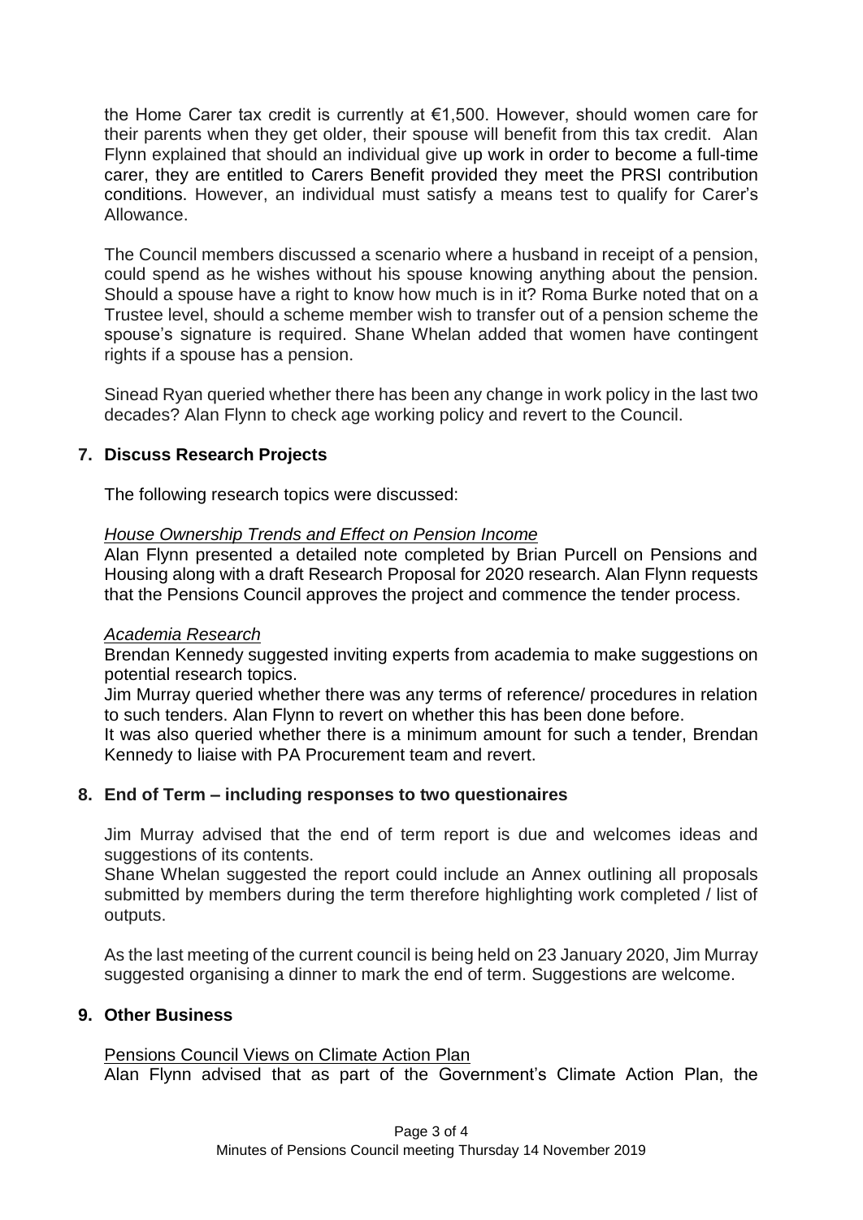the Home Carer tax credit is currently at €1,500. However, should women care for their parents when they get older, their spouse will benefit from this tax credit. Alan Flynn explained that should an individual give up work in order to become a full-time carer, they are entitled to Carers Benefit provided they meet the PRSI contribution conditions. However, an individual must satisfy a means test to qualify for Carer's Allowance.

The Council members discussed a scenario where a husband in receipt of a pension, could spend as he wishes without his spouse knowing anything about the pension. Should a spouse have a right to know how much is in it? Roma Burke noted that on a Trustee level, should a scheme member wish to transfer out of a pension scheme the spouse's signature is required. Shane Whelan added that women have contingent rights if a spouse has a pension.

Sinead Ryan queried whether there has been any change in work policy in the last two decades? Alan Flynn to check age working policy and revert to the Council.

## 7. Discuss Research Projects

The following research topics were discussed:

*House Ownership Trends and Effect on Pension Income*

Alan Flynn presented a detailed note completed by Brian Purcell on Pensions and Housing along with a draft Research Proposal for 2020 research. Alan Flynn requests that the Pensions Council approves the project and commence the tender process.

*Academia Research*

Brendan Kennedy suggested inviting experts from academia to make suggestions on potential research topics.

Jim Murray queried whether there was any terms of reference/ procedures in relation to such tenders. Alan Flynn to revert on whether this has been done before.

It was also queried whether there is a minimum amount for such a tender, Brendan Kennedy to liaise with PA Procurement team and revert.

## 8. End of Term – including responses to two questionaires

Jim Murray advised that the end of term report is due and welcomes ideas and suggestions of its contents.

Shane Whelan suggested the report could include an Annex outlining all proposals submitted by members during the term therefore highlighting work completed / list of outputs.

As the last meeting of the current council is being held on 23 January 2020, Jim Murray suggested organising a dinner to mark the end of term. Suggestions are welcome.

## 9. Other Business

Pensions Council Views on Climate Action Plan

Alan Flynn advised that as part of the Government's Climate Action Plan, the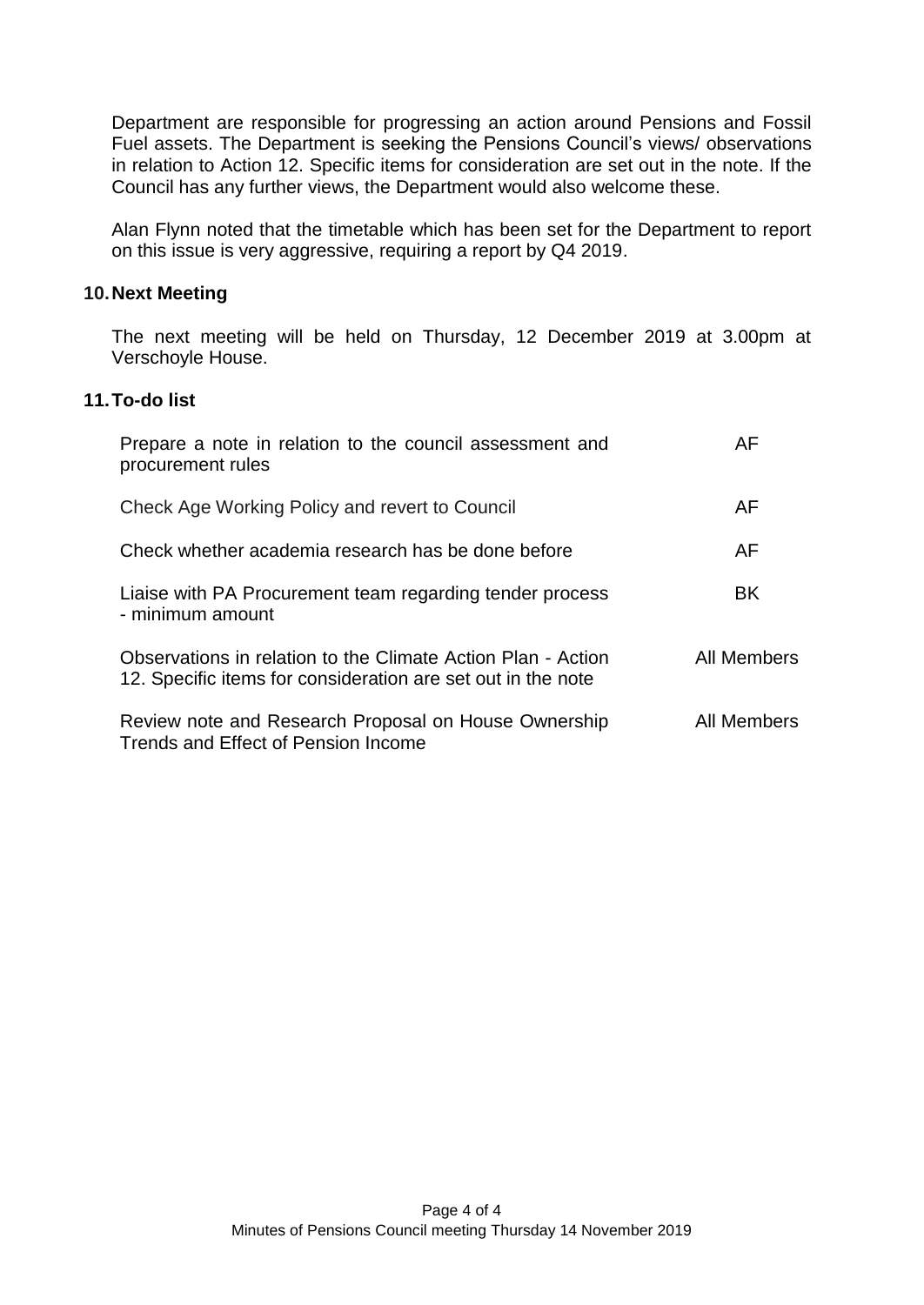Department are responsible for progressing an action around Pensions and Fossil Fuel assets. The Department is seeking the Pensions Council's views/ observations in relation to Action 12. Specific items for consideration are set out in the note. If the Council has any further views, the Department would also welcome these.

Alan Flynn noted that the timetable which has been set for the Department to report on this issue is very aggressive, requiring a report by Q4 2019.

## 10. Next Meeting

The next meeting will be held on Thursday, 12 December 2019 at 3.00pm at Verschoyle House.

## 11. To-do list

| | |
|---|---|
| Prepare a note in relation to the council assessment and procurement rules | AF |
| Check Age Working Policy and revert to Council | AF |
| Check whether academia research has be done before | AF |
| Liaise with PA Procurement team regarding tender process - minimum amount | BK |
| Observations in relation to the Climate Action Plan - Action 12. Specific items for consideration are set out in the note | All Members |
| Review note and Research Proposal on House Ownership Trends and Effect of Pension Income | All Members |